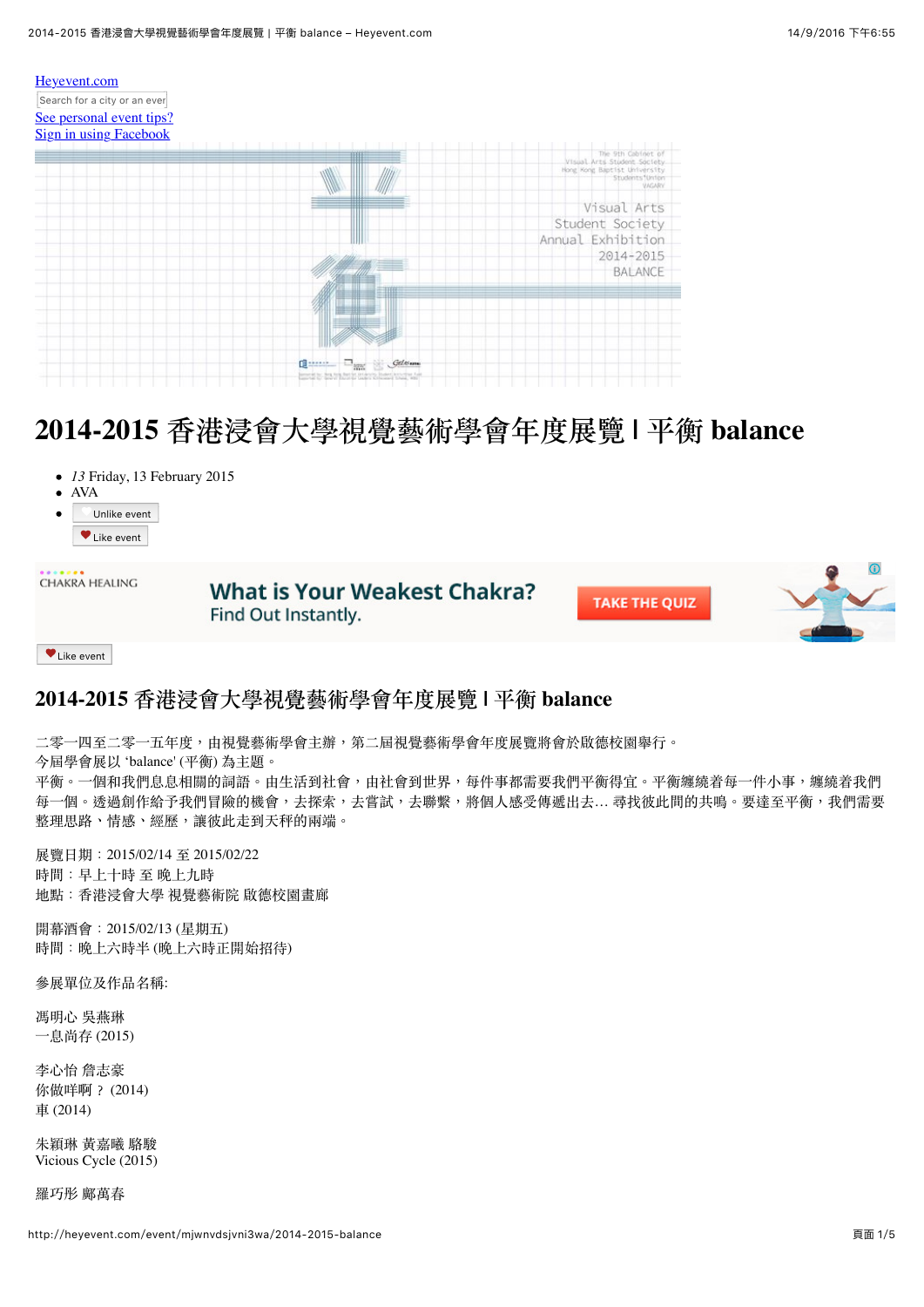[Heyevent.com](http://heyevent.com)

Search for a city or an event

[See personal event tips?](#)

[Sign in using Facebook](#)

# 2014-2015 香港浸會大學視覺藝術學會年度展覽 | 平衡 balance

- *13* Friday, 13 February 2015
- AVA
- Unlike event

  Like event

Like event

## 2014-2015 香港浸會大學視覺藝術學會年度展覽 | 平衡 balance

二零一四至二零一五年度，由視覺藝術學會主辦，第二屆視覺藝術學會年度展覽將會於啟德校園舉行。
今屆學會展以 'balance' (平衡) 為主題。
平衡。一個和我們息息相關的詞語。由生活到社會，由社會到世界，每件事都需要我們平衡得宜。平衡纏繞着每一件小事，纏繞着我們每一個。透過創作給予我們冒險的機會，去探索，去嘗試，去聯繫，將個人感受傳遞出去... 尋找彼此間的共鳴。要達至平衡，我們需要整理思路，情感，經歷，讓彼此走到天秤的兩端。

展覽日期：2015/02/14 至 2015/02/22
時間：早上十時 至 晚上九時
地點：香港浸會大學 視覺藝術院 啟德校園畫廊

開幕酒會：2015/02/13 (星期五)
時間：晚上六時半 (晚上六時正開始招待)

參展單位及作品名稱:

馮明心 吳燕琳
一息尚存 (2015)

李心怡 詹志豪
你做咩啊？(2014)
車 (2014)

朱穎琳 黃嘉曦 駱駿
Vicious Cycle (2015)

羅巧彤 鄺萬春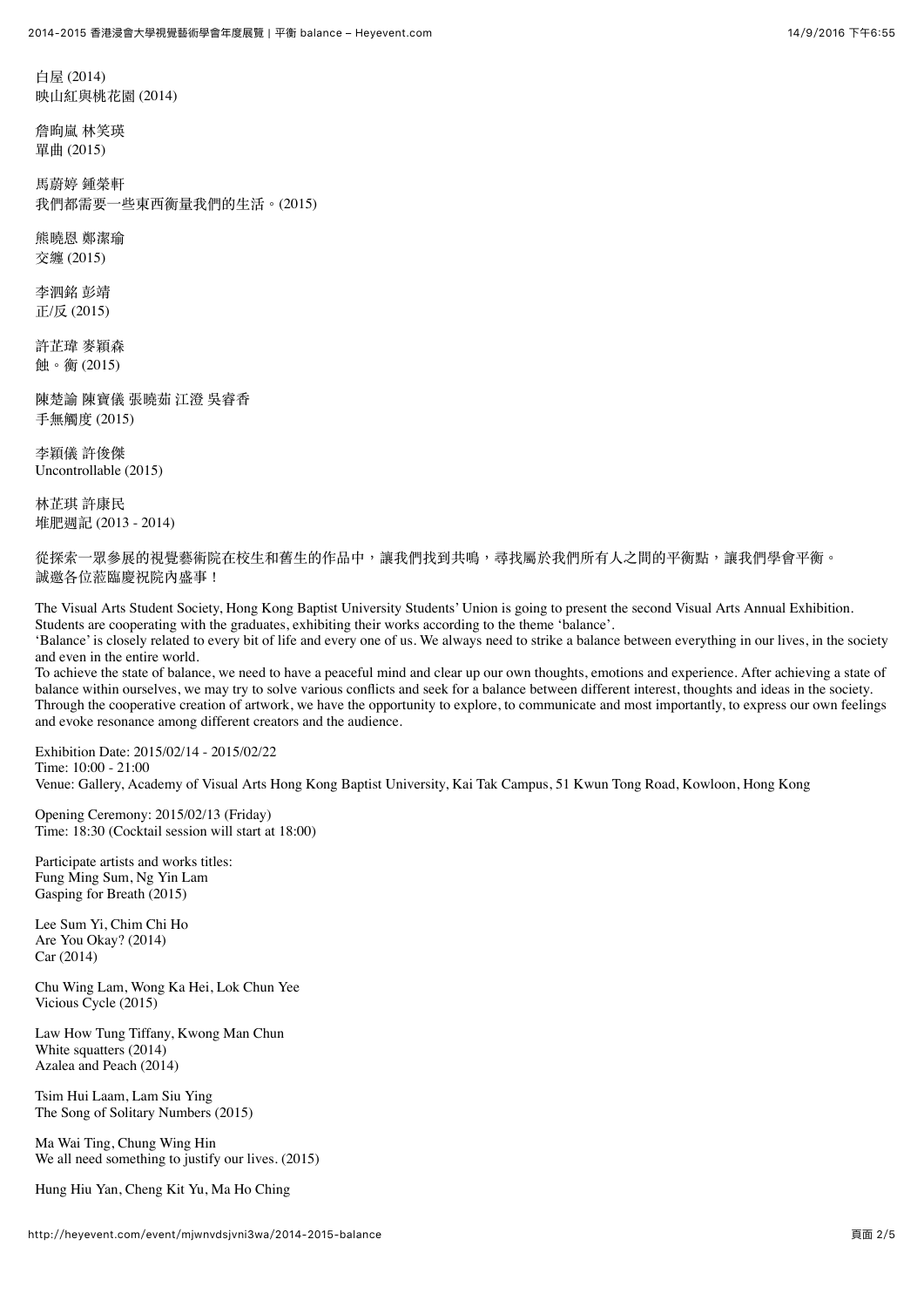白屋 (2014)
映山紅與桃花園 (2014)

詹昫嵐 林笑瑛
單曲 (2015)

馬蔚婷 鍾榮軒
我們都需要一些東西衡量我們的生活。(2015)

熊曉恩 鄭潔瑜
交纏 (2015)

李泗銘 彭靖
正/反 (2015)

許芷瑋 麥穎森
蝕。衡 (2015)

陳楚諭 陳寶儀 張曉茹 江澄 吳睿香
手無觸度 (2015)

李穎儀 許俊傑
Uncontrollable (2015)

林芷琪 許康民
堆肥週記 (2013 - 2014)

從探索一眾參展的視覺藝術院在校生和舊生的作品中，讓我們找到共鳴，尋找屬於我們所有人之間的平衡點，讓我們學會平衡。
誠邀各位蒞臨慶祝院內盛事！

The Visual Arts Student Society, Hong Kong Baptist University Students' Union is going to present the second Visual Arts Annual Exhibition. Students are cooperating with the graduates, exhibiting their works according to the theme 'balance'.
'Balance' is closely related to every bit of life and every one of us. We always need to strike a balance between everything in our lives, in the society and even in the entire world.
To achieve the state of balance, we need to have a peaceful mind and clear up our own thoughts, emotions and experience. After achieving a state of balance within ourselves, we may try to solve various conflicts and seek for a balance between different interest, thoughts and ideas in the society. Through the cooperative creation of artwork, we have the opportunity to explore, to communicate and most importantly, to express our own feelings and evoke resonance among different creators and the audience.

Exhibition Date: 2015/02/14 - 2015/02/22
Time: 10:00 - 21:00
Venue: Gallery, Academy of Visual Arts Hong Kong Baptist University, Kai Tak Campus, 51 Kwun Tong Road, Kowloon, Hong Kong

Opening Ceremony: 2015/02/13 (Friday)
Time: 18:30 (Cocktail session will start at 18:00)

Participate artists and works titles:
Fung Ming Sum, Ng Yin Lam
Gasping for Breath (2015)

Lee Sum Yi, Chim Chi Ho
Are You Okay? (2014)
Car (2014)

Chu Wing Lam, Wong Ka Hei, Lok Chun Yee
Vicious Cycle (2015)

Law How Tung Tiffany, Kwong Man Chun
White squatters (2014)
Azalea and Peach (2014)

Tsim Hui Laam, Lam Siu Ying
The Song of Solitary Numbers (2015)

Ma Wai Ting, Chung Wing Hin
We all need something to justify our lives. (2015)

Hung Hiu Yan, Cheng Kit Yu, Ma Ho Ching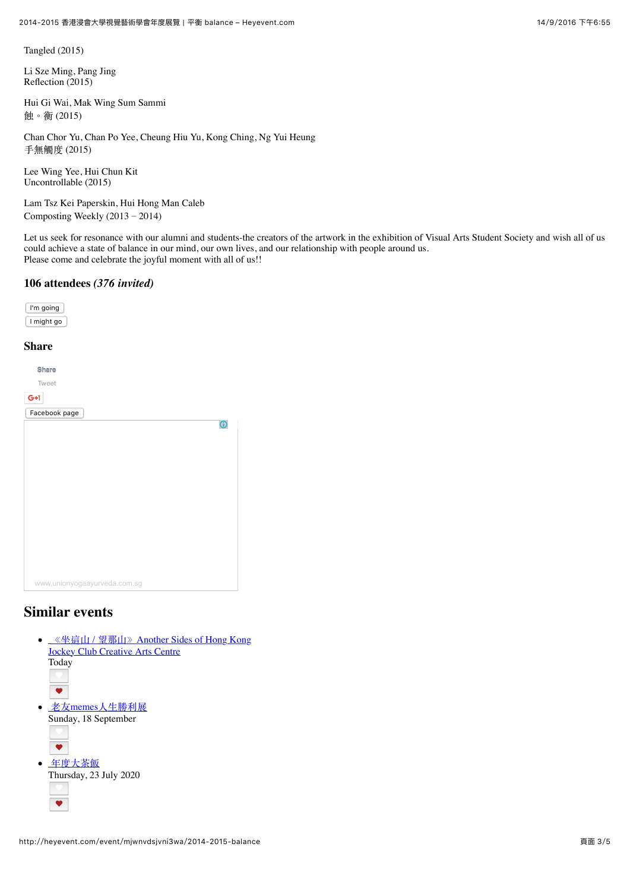Tangled (2015)

Li Sze Ming, Pang Jing
Reflection (2015)

Hui Gi Wai, Mak Wing Sum Sammi
蝕。衡 (2015)

Chan Chor Yu, Chan Po Yee, Cheung Hiu Yu, Kong Ching, Ng Yui Heung
手無觸度 (2015)

Lee Wing Yee, Hui Chun Kit
Uncontrollable (2015)

Lam Tsz Kei Paperskin, Hui Hong Man Caleb
Composting Weekly (2013 – 2014)

Let us seek for resonance with our alumni and students-the creators of the artwork in the exhibition of Visual Arts Student Society and wish all of us could achieve a state of balance in our mind, our own lives, and our relationship with people around us.
Please come and celebrate the joyful moment with all of us!!

### 106 attendees *(376 invited)*

I'm going

I might go

### Share

Share

Tweet

G+1

Facebook page

www.unionyogaayurveda.com.sg

## Similar events

- 《坐這山 / 望那山》 Another Sides of Hong Kong
  Jockey Club Creative Arts Centre
  Today
- 老友memes人生勝利展
  Sunday, 18 September
- 年度大茶飯
  Thursday, 23 July 2020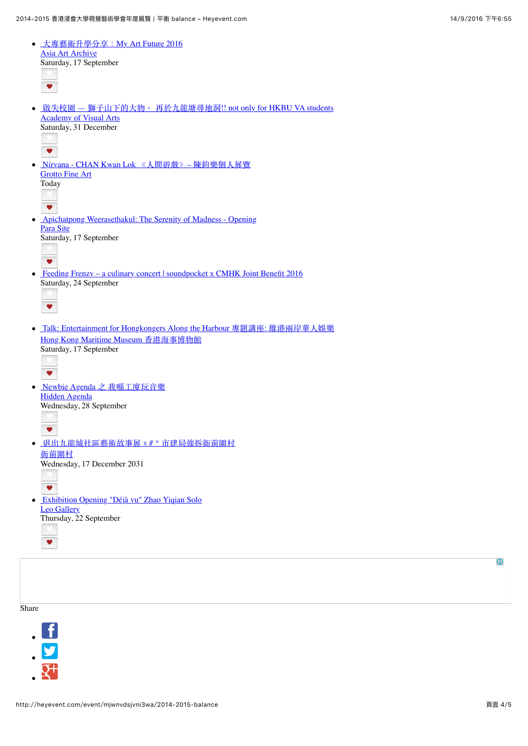- 大專藝術升學分享：My Art Future 2016
  Asia Art Archive
  Saturday, 17 September
- 啟失校園 — 獅子山下的大物。 再於九龍塘尋地洞!! not only for HKBU VA students
  Academy of Visual Arts
  Saturday, 31 December
- Nirvana - CHAN Kwan Lok 《人間遊戲》 – 陳鈞樂個人展覽
  Grotto Fine Art
  Today
- Apichatpong Weerasethakul: The Serenity of Madness - Opening
  Para Site
  Saturday, 17 September
- Feeding Frenzy – a culinary concert | soundpocket x CMHK Joint Benefit 2016
  Saturday, 24 September
- Talk: Entertainment for Hongkongers Along the Harbour 專題講座: 維港兩岸華人娛樂
  Hong Kong Maritime Museum 香港海事博物館
  Saturday, 17 September
- Newbie Agenda 之 我哋工廈玩音樂
  Hidden Agenda
  Wednesday, 28 September
- 退出九龍城社區藝術故事展 x # * 市建局強拆衙前圍村
  衙前圍村
  Wednesday, 17 December 2031
- Exhibition Opening "Déjà vu" Zhao Yiqian Solo
  Leo Gallery
  Thursday, 22 September

Share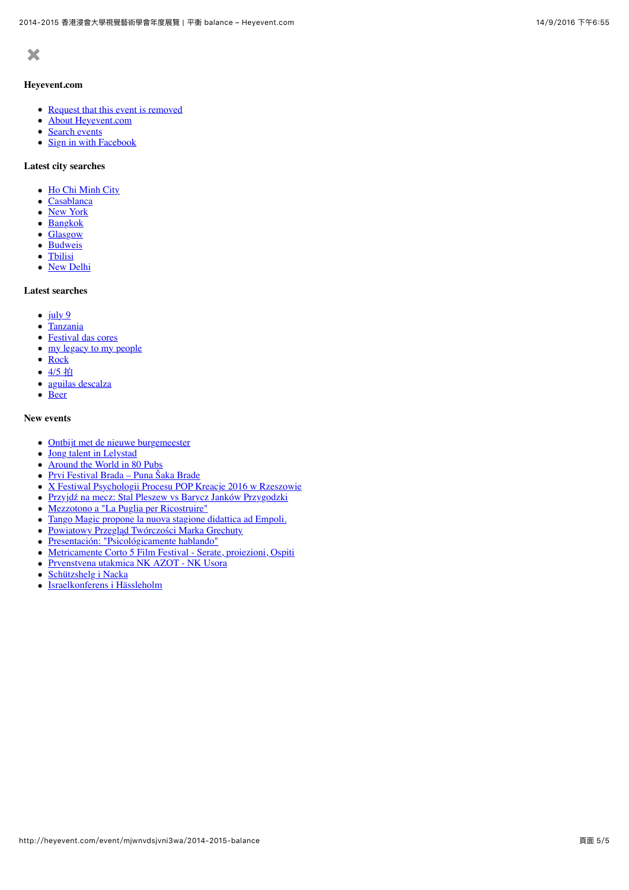✖

**Heyevent.com**

- Request that this event is removed
- About Heyevent.com
- Search events
- Sign in with Facebook

**Latest city searches**

- Ho Chi Minh City
- Casablanca
- New York
- Bangkok
- Glasgow
- Budweis
- Tbilisi
- New Delhi

**Latest searches**

- july 9
- Tanzania
- Festival das cores
- my legacy to my people
- Rock
- 4/5 拍
- aguilas descalza
- Beer

**New events**

- Ontbijt met de nieuwe burgemeester
- Jong talent in Lelystad
- Around the World in 80 Pubs
- Prvi Festival Brada – Puna Šaka Brade
- X Festiwal Psychologii Procesu POP Kreacje 2016 w Rzeszowie
- Przyjdź na mecz: Stal Pleszew vs Barycz Janków Przygodzki
- Mezzotono a "La Puglia per Ricostruire"
- Tango Magic propone la nuova stagione didattica ad Empoli.
- Powiatowy Przegląd Twórczości Marka Grechuty
- Presentación: "Psicológicamente hablando"
- Metricamente Corto 5 Film Festival - Serate, proiezioni, Ospiti
- Prvenstvena utakmica NK AZOT - NK Usora
- Schützshelg i Nacka
- Israelkonferens i Hässleholm